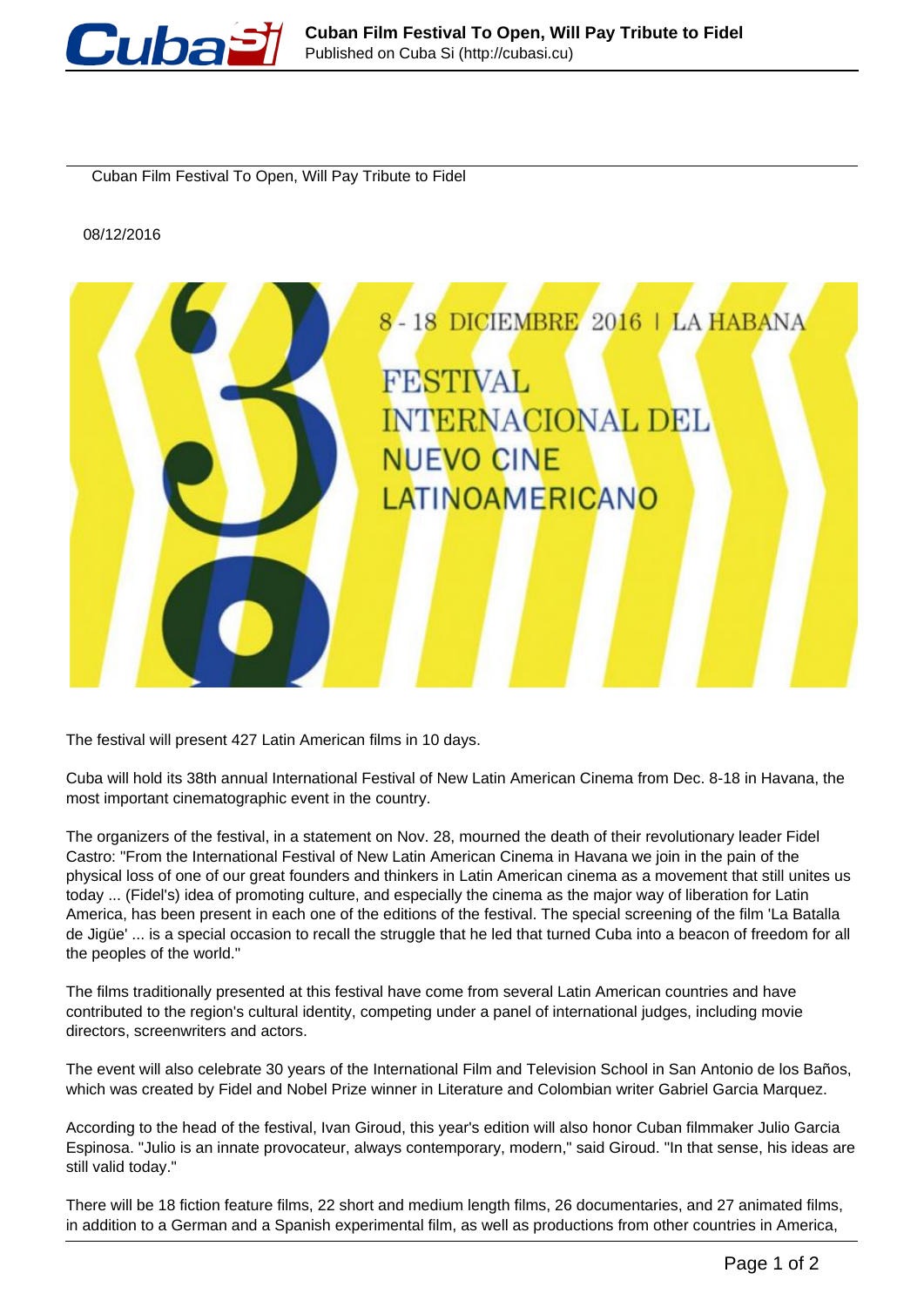# Cuban Film Festival To Open, Will Pay Tribute to Fidel

08/12/2016

The festival will present 427 Latin American films in 10 days.

Cuba will hold its 38th annual International Festival of New Latin American Cinema from Dec. 8-18 in Havana, the most important cinematographic event in the country.

The organizers of the festival, in a statement on Nov. 28, mourned the death of their revolutionary leader Fidel Castro: "From the International Festival of New Latin American Cinema in Havana we join in the pain of the physical loss of one of our great founders and thinkers in Latin American cinema as a movement that still unites us today ... (Fidel's) idea of promoting culture, and especially the cinema as the major way of liberation for Latin America, has been present in each one of the editions of the festival. The special screening of the film 'La Batalla de Jigüe' ... is a special occasion to recall the struggle that he led that turned Cuba into a beacon of freedom for all the peoples of the world."

The films traditionally presented at this festival have come from several Latin American countries and have contributed to the region's cultural identity, competing under a panel of international judges, including movie directors, screenwriters and actors.

The event will also celebrate 30 years of the International Film and Television School in San Antonio de los Baños, which was created by Fidel and Nobel Prize winner in Literature and Colombian writer Gabriel Garcia Marquez.

According to the head of the festival, Ivan Giroud, this year's edition will also honor Cuban filmmaker Julio Garcia Espinosa. "Julio is an innate provocateur, always contemporary, modern," said Giroud. "In that sense, his ideas are still valid today."

There will be 18 fiction feature films, 22 short and medium length films, 26 documentaries, and 27 animated films, in addition to a German and a Spanish experimental film, as well as productions from other countries in America,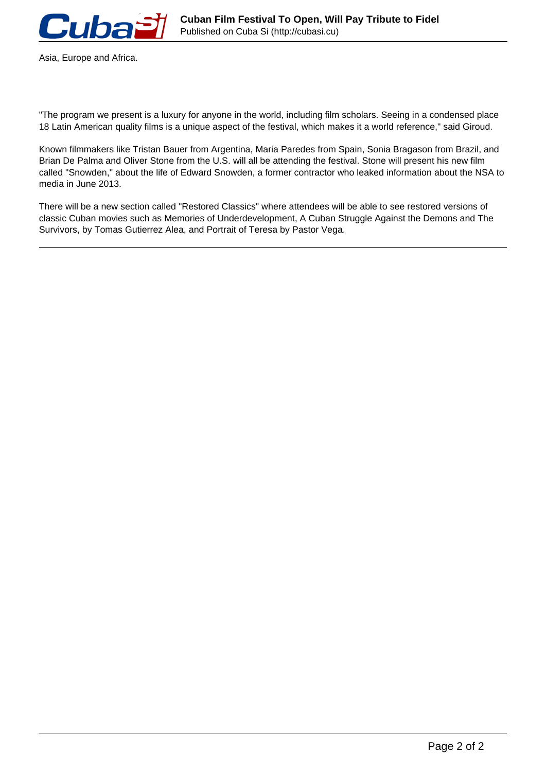Asia, Europe and Africa.

"The program we present is a luxury for anyone in the world, including film scholars. Seeing in a condensed place 18 Latin American quality films is a unique aspect of the festival, which makes it a world reference," said Giroud.

Known filmmakers like Tristan Bauer from Argentina, Maria Paredes from Spain, Sonia Bragason from Brazil, and Brian De Palma and Oliver Stone from the U.S. will all be attending the festival. Stone will present his new film called "Snowden," about the life of Edward Snowden, a former contractor who leaked information about the NSA to media in June 2013.

There will be a new section called "Restored Classics" where attendees will be able to see restored versions of classic Cuban movies such as Memories of Underdevelopment, A Cuban Struggle Against the Demons and The Survivors, by Tomas Gutierrez Alea, and Portrait of Teresa by Pastor Vega.